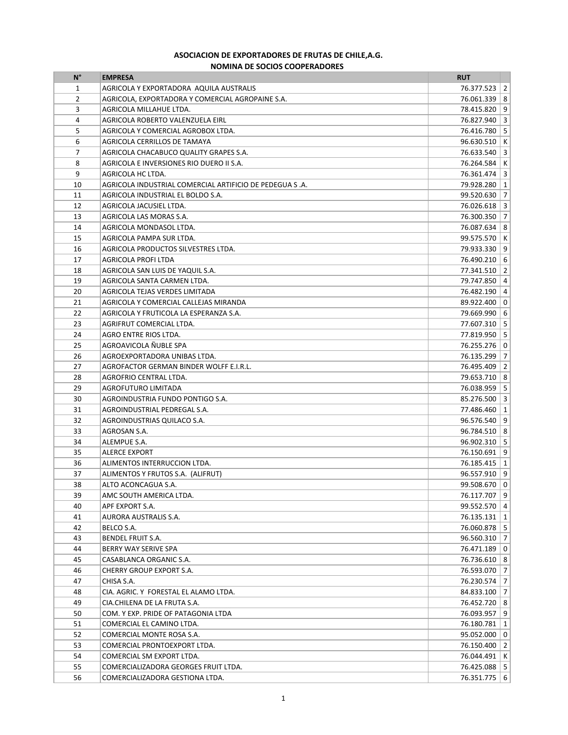**ASOCIACION DE EXPORTADORES DE FRUTAS DE CHILE,A.G.**

**NOMINA DE SOCIOS COOPERADORES**

| N° | EMPRESA | RUT | |
|---|---|---|---|
| 1 | AGRICOLA Y EXPORTADORA AQUILA AUSTRALIS | 76.377.523 | 2 |
| 2 | AGRICOLA, EXPORTADORA Y COMERCIAL AGROPAINE S.A. | 76.061.339 | 8 |
| 3 | AGRICOLA MILLAHUE LTDA. | 78.415.820 | 9 |
| 4 | AGRICOLA ROBERTO VALENZUELA EIRL | 76.827.940 | 3 |
| 5 | AGRICOLA Y COMERCIAL AGROBOX LTDA. | 76.416.780 | 5 |
| 6 | AGRICOLA CERRILLOS DE TAMAYA | 96.630.510 | K |
| 7 | AGRICOLA CHACABUCO QUALITY GRAPES S.A. | 76.633.540 | 3 |
| 8 | AGRICOLA E INVERSIONES RIO DUERO II S.A. | 76.264.584 | K |
| 9 | AGRICOLA HC LTDA. | 76.361.474 | 3 |
| 10 | AGRICOLA INDUSTRIAL COMERCIAL ARTIFICIO DE PEDEGUA S .A. | 79.928.280 | 1 |
| 11 | AGRICOLA INDUSTRIAL EL BOLDO S.A. | 99.520.630 | 7 |
| 12 | AGRICOLA JACUSIEL LTDA. | 76.026.618 | 3 |
| 13 | AGRICOLA LAS MORAS S.A. | 76.300.350 | 7 |
| 14 | AGRICOLA MONDASOL LTDA. | 76.087.634 | 8 |
| 15 | AGRICOLA PAMPA SUR LTDA. | 99.575.570 | K |
| 16 | AGRICOLA PRODUCTOS SILVESTRES LTDA. | 79.933.330 | 9 |
| 17 | AGRICOLA PROFI LTDA | 76.490.210 | 6 |
| 18 | AGRICOLA SAN LUIS DE YAQUIL S.A. | 77.341.510 | 2 |
| 19 | AGRICOLA SANTA CARMEN LTDA. | 79.747.850 | 4 |
| 20 | AGRICOLA TEJAS VERDES LIMITADA | 76.482.190 | 4 |
| 21 | AGRICOLA Y COMERCIAL CALLEJAS MIRANDA | 89.922.400 | 0 |
| 22 | AGRICOLA Y FRUTICOLA LA ESPERANZA S.A. | 79.669.990 | 6 |
| 23 | AGRIFRUT COMERCIAL LTDA. | 77.607.310 | 5 |
| 24 | AGRO ENTRE RIOS LTDA. | 77.819.950 | 5 |
| 25 | AGROAVICOLA ÑUBLE SPA | 76.255.276 | 0 |
| 26 | AGROEXPORTADORA UNIBAS LTDA. | 76.135.299 | 7 |
| 27 | AGROFACTOR GERMAN BINDER WOLFF E.I.R.L. | 76.495.409 | 2 |
| 28 | AGROFRIO CENTRAL LTDA. | 79.653.710 | 8 |
| 29 | AGROFUTURO LIMITADA | 76.038.959 | 5 |
| 30 | AGROINDUSTRIA FUNDO PONTIGO S.A. | 85.276.500 | 3 |
| 31 | AGROINDUSTRIAL PEDREGAL S.A. | 77.486.460 | 1 |
| 32 | AGROINDUSTRIAS QUILACO S.A. | 96.576.540 | 9 |
| 33 | AGROSAN S.A. | 96.784.510 | 8 |
| 34 | ALEMPUE S.A. | 96.902.310 | 5 |
| 35 | ALERCE EXPORT | 76.150.691 | 9 |
| 36 | ALIMENTOS INTERRUCCION LTDA. | 76.185.415 | 1 |
| 37 | ALIMENTOS Y FRUTOS S.A. (ALIFRUT) | 96.557.910 | 9 |
| 38 | ALTO ACONCAGUA S.A. | 99.508.670 | 0 |
| 39 | AMC SOUTH AMERICA LTDA. | 76.117.707 | 9 |
| 40 | APF EXPORT S.A. | 99.552.570 | 4 |
| 41 | AURORA AUSTRALIS S.A. | 76.135.131 | 1 |
| 42 | BELCO S.A. | 76.060.878 | 5 |
| 43 | BENDEL FRUIT S.A. | 96.560.310 | 7 |
| 44 | BERRY WAY SERIVE SPA | 76.471.189 | 0 |
| 45 | CASABLANCA ORGANIC S.A. | 76.736.610 | 8 |
| 46 | CHERRY GROUP EXPORT S.A. | 76.593.070 | 7 |
| 47 | CHISA S.A. | 76.230.574 | 7 |
| 48 | CIA. AGRIC. Y FORESTAL EL ALAMO LTDA. | 84.833.100 | 7 |
| 49 | CIA.CHILENA DE LA FRUTA S.A. | 76.452.720 | 8 |
| 50 | COM. Y EXP. PRIDE OF PATAGONIA LTDA | 76.093.957 | 9 |
| 51 | COMERCIAL EL CAMINO LTDA. | 76.180.781 | 1 |
| 52 | COMERCIAL MONTE ROSA S.A. | 95.052.000 | 0 |
| 53 | COMERCIAL PRONTOEXPORT LTDA. | 76.150.400 | 2 |
| 54 | COMERCIAL SM EXPORT LTDA. | 76.044.491 | K |
| 55 | COMERCIALIZADORA GEORGES FRUIT LTDA. | 76.425.088 | 5 |
| 56 | COMERCIALIZADORA GESTIONA LTDA. | 76.351.775 | 6 |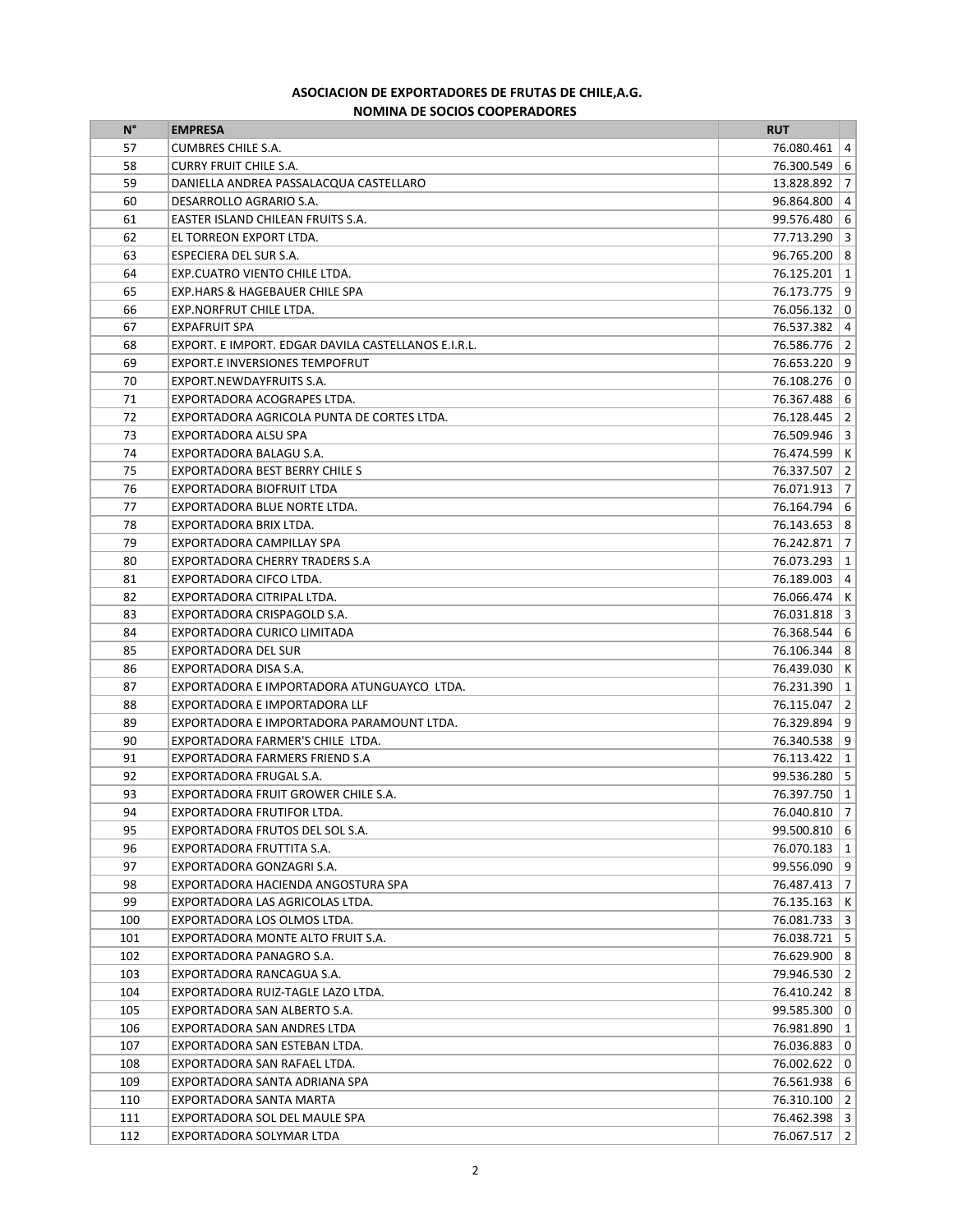**ASOCIACION DE EXPORTADORES DE FRUTAS DE CHILE,A.G.**

**NOMINA DE SOCIOS COOPERADORES**

| N° | EMPRESA | RUT | |
|---|---|---|---|
| 57 | CUMBRES CHILE S.A. | 76.080.461 | 4 |
| 58 | CURRY FRUIT CHILE S.A. | 76.300.549 | 6 |
| 59 | DANIELLA ANDREA PASSALACQUA CASTELLARO | 13.828.892 | 7 |
| 60 | DESARROLLO AGRARIO S.A. | 96.864.800 | 4 |
| 61 | EASTER ISLAND CHILEAN FRUITS S.A. | 99.576.480 | 6 |
| 62 | EL TORREON EXPORT LTDA. | 77.713.290 | 3 |
| 63 | ESPECIERA DEL SUR S.A. | 96.765.200 | 8 |
| 64 | EXP.CUATRO VIENTO CHILE LTDA. | 76.125.201 | 1 |
| 65 | EXP.HARS & HAGEBAUER CHILE SPA | 76.173.775 | 9 |
| 66 | EXP.NORFRUT CHILE LTDA. | 76.056.132 | 0 |
| 67 | EXPAFRUIT SPA | 76.537.382 | 4 |
| 68 | EXPORT. E IMPORT. EDGAR DAVILA CASTELLANOS E.I.R.L. | 76.586.776 | 2 |
| 69 | EXPORT.E INVERSIONES TEMPOFRUT | 76.653.220 | 9 |
| 70 | EXPORT.NEWDAYFRUITS S.A. | 76.108.276 | 0 |
| 71 | EXPORTADORA ACOGRAPES LTDA. | 76.367.488 | 6 |
| 72 | EXPORTADORA AGRICOLA PUNTA DE CORTES LTDA. | 76.128.445 | 2 |
| 73 | EXPORTADORA ALSU SPA | 76.509.946 | 3 |
| 74 | EXPORTADORA BALAGU S.A. | 76.474.599 | K |
| 75 | EXPORTADORA BEST BERRY CHILE S | 76.337.507 | 2 |
| 76 | EXPORTADORA BIOFRUIT LTDA | 76.071.913 | 7 |
| 77 | EXPORTADORA BLUE NORTE LTDA. | 76.164.794 | 6 |
| 78 | EXPORTADORA BRIX LTDA. | 76.143.653 | 8 |
| 79 | EXPORTADORA CAMPILLAY SPA | 76.242.871 | 7 |
| 80 | EXPORTADORA CHERRY TRADERS S.A | 76.073.293 | 1 |
| 81 | EXPORTADORA CIFCO LTDA. | 76.189.003 | 4 |
| 82 | EXPORTADORA CITRIPAL LTDA. | 76.066.474 | K |
| 83 | EXPORTADORA CRISPAGOLD S.A. | 76.031.818 | 3 |
| 84 | EXPORTADORA CURICO LIMITADA | 76.368.544 | 6 |
| 85 | EXPORTADORA DEL SUR | 76.106.344 | 8 |
| 86 | EXPORTADORA DISA S.A. | 76.439.030 | K |
| 87 | EXPORTADORA E IMPORTADORA ATUNGUAYCO LTDA. | 76.231.390 | 1 |
| 88 | EXPORTADORA E IMPORTADORA LLF | 76.115.047 | 2 |
| 89 | EXPORTADORA E IMPORTADORA PARAMOUNT LTDA. | 76.329.894 | 9 |
| 90 | EXPORTADORA FARMER'S CHILE LTDA. | 76.340.538 | 9 |
| 91 | EXPORTADORA FARMERS FRIEND S.A | 76.113.422 | 1 |
| 92 | EXPORTADORA FRUGAL S.A. | 99.536.280 | 5 |
| 93 | EXPORTADORA FRUIT GROWER CHILE S.A. | 76.397.750 | 1 |
| 94 | EXPORTADORA FRUTIFOR LTDA. | 76.040.810 | 7 |
| 95 | EXPORTADORA FRUTOS DEL SOL S.A. | 99.500.810 | 6 |
| 96 | EXPORTADORA FRUTTITA S.A. | 76.070.183 | 1 |
| 97 | EXPORTADORA GONZAGRI S.A. | 99.556.090 | 9 |
| 98 | EXPORTADORA HACIENDA ANGOSTURA SPA | 76.487.413 | 7 |
| 99 | EXPORTADORA LAS AGRICOLAS LTDA. | 76.135.163 | K |
| 100 | EXPORTADORA LOS OLMOS LTDA. | 76.081.733 | 3 |
| 101 | EXPORTADORA MONTE ALTO FRUIT S.A. | 76.038.721 | 5 |
| 102 | EXPORTADORA PANAGRO S.A. | 76.629.900 | 8 |
| 103 | EXPORTADORA RANCAGUA S.A. | 79.946.530 | 2 |
| 104 | EXPORTADORA RUIZ-TAGLE LAZO LTDA. | 76.410.242 | 8 |
| 105 | EXPORTADORA SAN ALBERTO S.A. | 99.585.300 | 0 |
| 106 | EXPORTADORA SAN ANDRES LTDA | 76.981.890 | 1 |
| 107 | EXPORTADORA SAN ESTEBAN LTDA. | 76.036.883 | 0 |
| 108 | EXPORTADORA SAN RAFAEL LTDA. | 76.002.622 | 0 |
| 109 | EXPORTADORA SANTA ADRIANA SPA | 76.561.938 | 6 |
| 110 | EXPORTADORA SANTA MARTA | 76.310.100 | 2 |
| 111 | EXPORTADORA SOL DEL MAULE SPA | 76.462.398 | 3 |
| 112 | EXPORTADORA SOLYMAR LTDA | 76.067.517 | 2 |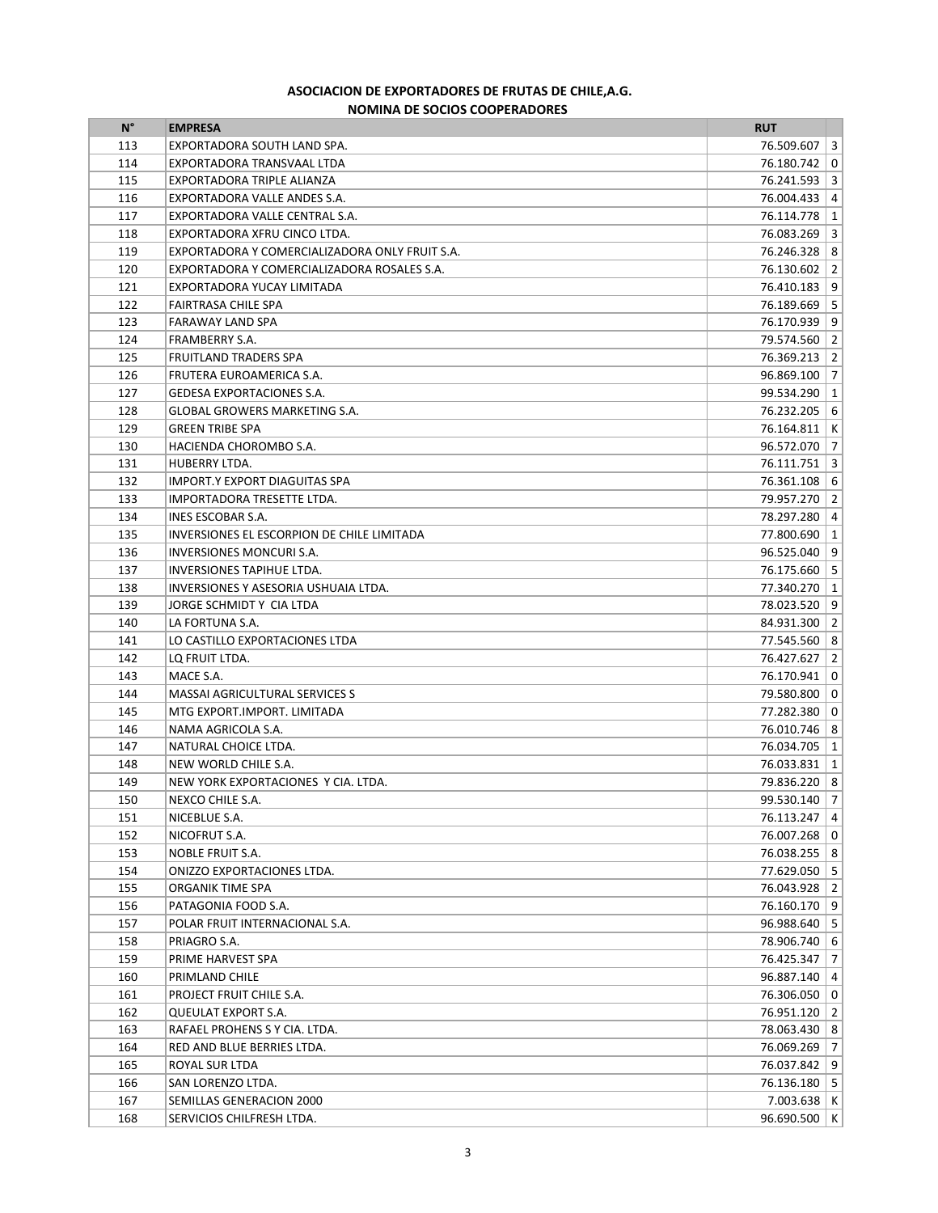**ASOCIACION DE EXPORTADORES DE FRUTAS DE CHILE,A.G.**

**NOMINA DE SOCIOS COOPERADORES**

| N° | EMPRESA | RUT | |
|---|---|---|---|
| 113 | EXPORTADORA SOUTH LAND SPA. | 76.509.607 | 3 |
| 114 | EXPORTADORA TRANSVAAL LTDA | 76.180.742 | 0 |
| 115 | EXPORTADORA TRIPLE ALIANZA | 76.241.593 | 3 |
| 116 | EXPORTADORA VALLE ANDES S.A. | 76.004.433 | 4 |
| 117 | EXPORTADORA VALLE CENTRAL S.A. | 76.114.778 | 1 |
| 118 | EXPORTADORA XFRU CINCO LTDA. | 76.083.269 | 3 |
| 119 | EXPORTADORA Y COMERCIALIZADORA ONLY FRUIT S.A. | 76.246.328 | 8 |
| 120 | EXPORTADORA Y COMERCIALIZADORA ROSALES S.A. | 76.130.602 | 2 |
| 121 | EXPORTADORA YUCAY LIMITADA | 76.410.183 | 9 |
| 122 | FAIRTRASA CHILE SPA | 76.189.669 | 5 |
| 123 | FARAWAY LAND SPA | 76.170.939 | 9 |
| 124 | FRAMBERRY S.A. | 79.574.560 | 2 |
| 125 | FRUITLAND TRADERS SPA | 76.369.213 | 2 |
| 126 | FRUTERA EUROAMERICA S.A. | 96.869.100 | 7 |
| 127 | GEDESA EXPORTACIONES S.A. | 99.534.290 | 1 |
| 128 | GLOBAL GROWERS MARKETING S.A. | 76.232.205 | 6 |
| 129 | GREEN TRIBE SPA | 76.164.811 | K |
| 130 | HACIENDA CHOROMBO S.A. | 96.572.070 | 7 |
| 131 | HUBERRY LTDA. | 76.111.751 | 3 |
| 132 | IMPORT.Y EXPORT DIAGUITAS SPA | 76.361.108 | 6 |
| 133 | IMPORTADORA TRESETTE LTDA. | 79.957.270 | 2 |
| 134 | INES ESCOBAR S.A. | 78.297.280 | 4 |
| 135 | INVERSIONES EL ESCORPION DE CHILE LIMITADA | 77.800.690 | 1 |
| 136 | INVERSIONES MONCURI S.A. | 96.525.040 | 9 |
| 137 | INVERSIONES TAPIHUE LTDA. | 76.175.660 | 5 |
| 138 | INVERSIONES Y ASESORIA USHUAIA LTDA. | 77.340.270 | 1 |
| 139 | JORGE SCHMIDT Y CIA LTDA | 78.023.520 | 9 |
| 140 | LA FORTUNA S.A. | 84.931.300 | 2 |
| 141 | LO CASTILLO EXPORTACIONES LTDA | 77.545.560 | 8 |
| 142 | LQ FRUIT LTDA. | 76.427.627 | 2 |
| 143 | MACE S.A. | 76.170.941 | 0 |
| 144 | MASSAI AGRICULTURAL SERVICES S | 79.580.800 | 0 |
| 145 | MTG EXPORT.IMPORT. LIMITADA | 77.282.380 | 0 |
| 146 | NAMA AGRICOLA S.A. | 76.010.746 | 8 |
| 147 | NATURAL CHOICE LTDA. | 76.034.705 | 1 |
| 148 | NEW WORLD CHILE S.A. | 76.033.831 | 1 |
| 149 | NEW YORK EXPORTACIONES Y CIA. LTDA. | 79.836.220 | 8 |
| 150 | NEXCO CHILE S.A. | 99.530.140 | 7 |
| 151 | NICEBLUE S.A. | 76.113.247 | 4 |
| 152 | NICOFRUT S.A. | 76.007.268 | 0 |
| 153 | NOBLE FRUIT S.A. | 76.038.255 | 8 |
| 154 | ONIZZO EXPORTACIONES LTDA. | 77.629.050 | 5 |
| 155 | ORGANIK TIME SPA | 76.043.928 | 2 |
| 156 | PATAGONIA FOOD S.A. | 76.160.170 | 9 |
| 157 | POLAR FRUIT INTERNACIONAL S.A. | 96.988.640 | 5 |
| 158 | PRIAGRO S.A. | 78.906.740 | 6 |
| 159 | PRIME HARVEST SPA | 76.425.347 | 7 |
| 160 | PRIMLAND CHILE | 96.887.140 | 4 |
| 161 | PROJECT FRUIT CHILE S.A. | 76.306.050 | 0 |
| 162 | QUEULAT EXPORT S.A. | 76.951.120 | 2 |
| 163 | RAFAEL PROHENS S Y CIA. LTDA. | 78.063.430 | 8 |
| 164 | RED AND BLUE BERRIES LTDA. | 76.069.269 | 7 |
| 165 | ROYAL SUR LTDA | 76.037.842 | 9 |
| 166 | SAN LORENZO LTDA. | 76.136.180 | 5 |
| 167 | SEMILLAS GENERACION 2000 | 7.003.638 | K |
| 168 | SERVICIOS CHILFRESH LTDA. | 96.690.500 | K |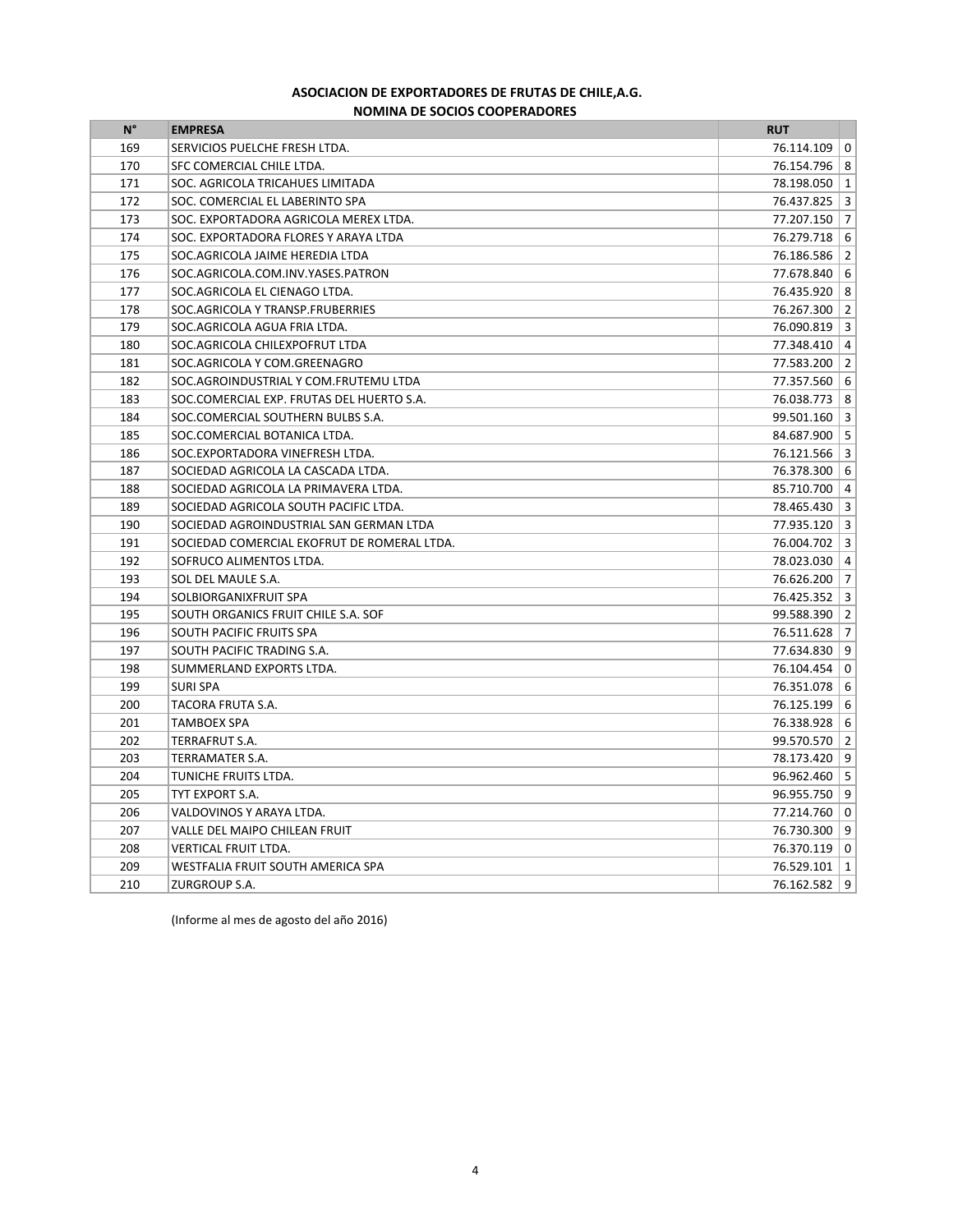**ASOCIACION DE EXPORTADORES DE FRUTAS DE CHILE,A.G.**

**NOMINA DE SOCIOS COOPERADORES**

| N° | EMPRESA | RUT | |
|---|---|---|---|
| 169 | SERVICIOS PUELCHE FRESH LTDA. | 76.114.109 | 0 |
| 170 | SFC COMERCIAL CHILE LTDA. | 76.154.796 | 8 |
| 171 | SOC. AGRICOLA TRICAHUES LIMITADA | 78.198.050 | 1 |
| 172 | SOC. COMERCIAL EL LABERINTO SPA | 76.437.825 | 3 |
| 173 | SOC. EXPORTADORA AGRICOLA MEREX LTDA. | 77.207.150 | 7 |
| 174 | SOC. EXPORTADORA FLORES Y ARAYA LTDA | 76.279.718 | 6 |
| 175 | SOC.AGRICOLA JAIME HEREDIA LTDA | 76.186.586 | 2 |
| 176 | SOC.AGRICOLA.COM.INV.YASES.PATRON | 77.678.840 | 6 |
| 177 | SOC.AGRICOLA EL CIENAGO LTDA. | 76.435.920 | 8 |
| 178 | SOC.AGRICOLA Y TRANSP.FRUBERRIES | 76.267.300 | 2 |
| 179 | SOC.AGRICOLA AGUA FRIA LTDA. | 76.090.819 | 3 |
| 180 | SOC.AGRICOLA CHILEXPOFRUT LTDA | 77.348.410 | 4 |
| 181 | SOC.AGRICOLA Y COM.GREENAGRO | 77.583.200 | 2 |
| 182 | SOC.AGROINDUSTRIAL Y COM.FRUTEMU LTDA | 77.357.560 | 6 |
| 183 | SOC.COMERCIAL EXP. FRUTAS DEL HUERTO S.A. | 76.038.773 | 8 |
| 184 | SOC.COMERCIAL SOUTHERN BULBS S.A. | 99.501.160 | 3 |
| 185 | SOC.COMERCIAL BOTANICA LTDA. | 84.687.900 | 5 |
| 186 | SOC.EXPORTADORA VINEFRESH LTDA. | 76.121.566 | 3 |
| 187 | SOCIEDAD AGRICOLA LA CASCADA LTDA. | 76.378.300 | 6 |
| 188 | SOCIEDAD AGRICOLA LA PRIMAVERA LTDA. | 85.710.700 | 4 |
| 189 | SOCIEDAD AGRICOLA SOUTH PACIFIC LTDA. | 78.465.430 | 3 |
| 190 | SOCIEDAD AGROINDUSTRIAL SAN GERMAN LTDA | 77.935.120 | 3 |
| 191 | SOCIEDAD COMERCIAL EKOFRUT DE ROMERAL LTDA. | 76.004.702 | 3 |
| 192 | SOFRUCO ALIMENTOS LTDA. | 78.023.030 | 4 |
| 193 | SOL DEL MAULE S.A. | 76.626.200 | 7 |
| 194 | SOLBIORGANIXFRUIT SPA | 76.425.352 | 3 |
| 195 | SOUTH ORGANICS FRUIT CHILE S.A. SOF | 99.588.390 | 2 |
| 196 | SOUTH PACIFIC FRUITS SPA | 76.511.628 | 7 |
| 197 | SOUTH PACIFIC TRADING S.A. | 77.634.830 | 9 |
| 198 | SUMMERLAND EXPORTS LTDA. | 76.104.454 | 0 |
| 199 | SURI SPA | 76.351.078 | 6 |
| 200 | TACORA FRUTA S.A. | 76.125.199 | 6 |
| 201 | TAMBOEX SPA | 76.338.928 | 6 |
| 202 | TERRAFRUT S.A. | 99.570.570 | 2 |
| 203 | TERRAMATER S.A. | 78.173.420 | 9 |
| 204 | TUNICHE FRUITS LTDA. | 96.962.460 | 5 |
| 205 | TYT EXPORT S.A. | 96.955.750 | 9 |
| 206 | VALDOVINOS Y ARAYA LTDA. | 77.214.760 | 0 |
| 207 | VALLE DEL MAIPO CHILEAN FRUIT | 76.730.300 | 9 |
| 208 | VERTICAL FRUIT LTDA. | 76.370.119 | 0 |
| 209 | WESTFALIA FRUIT SOUTH AMERICA SPA | 76.529.101 | 1 |
| 210 | ZURGROUP S.A. | 76.162.582 | 9 |

(Informe al mes de agosto del año 2016)